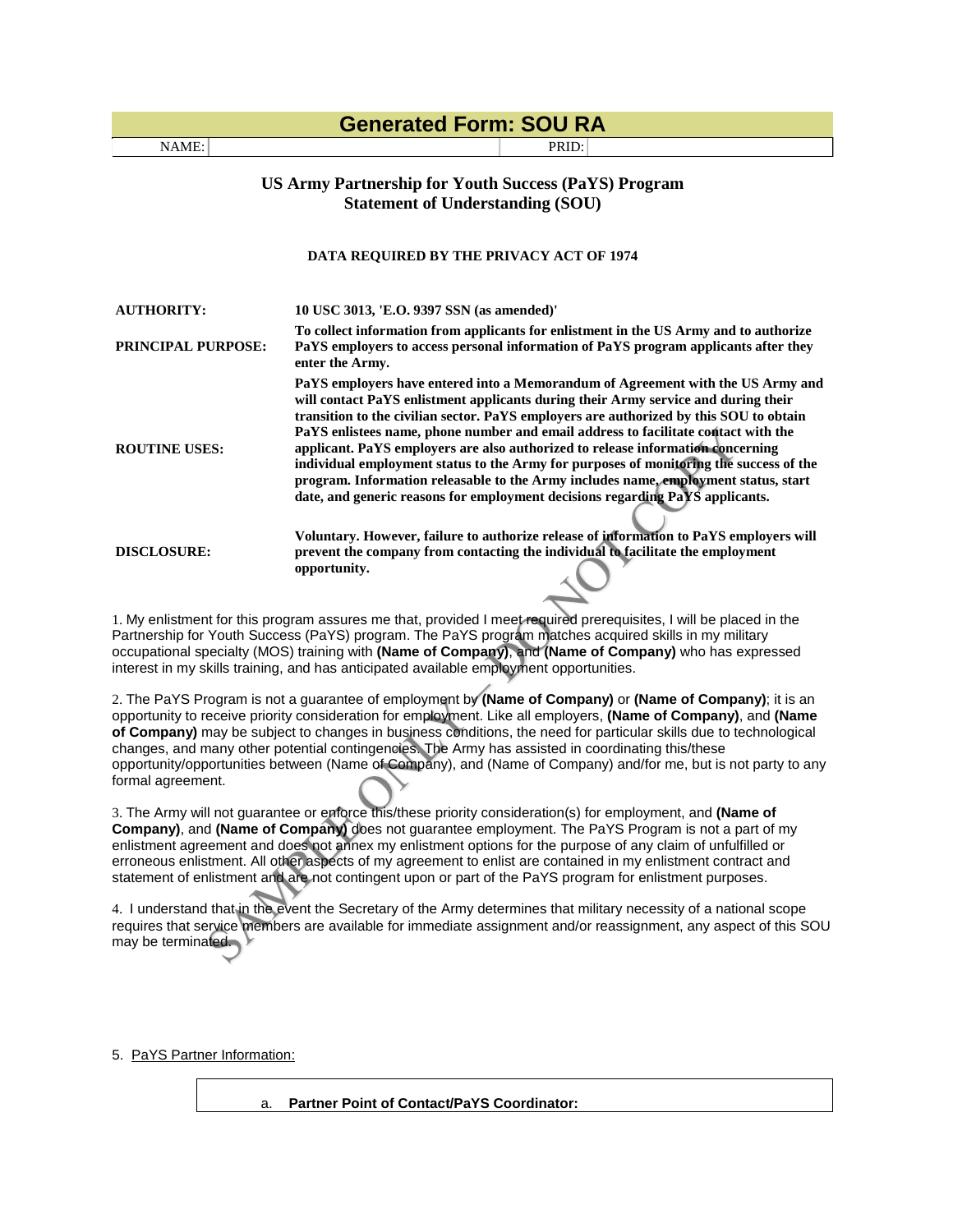# Generated Form: SOU RA

| NAME: | | PRID: | |
|---|---|---|---|

## US Army Partnership for Youth Success (PaYS) Program
## Statement of Understanding (SOU)

**DATA REQUIRED BY THE PRIVACY ACT OF 1974**

| | |
|---|---|
| **AUTHORITY:** | **10 USC 3013, 'E.O. 9397 SSN (as amended)'** |
| **PRINCIPAL PURPOSE:** | **To collect information from applicants for enlistment in the US Army and to authorize PaYS employers to access personal information of PaYS program applicants after they enter the Army.** |
| **ROUTINE USES:** | **PaYS employers have entered into a Memorandum of Agreement with the US Army and will contact PaYS enlistment applicants during their Army service and during their transition to the civilian sector. PaYS employers are authorized by this SOU to obtain PaYS enlistees name, phone number and email address to facilitate contact with the applicant. PaYS employers are also authorized to release information concerning individual employment status to the Army for purposes of monitoring the success of the program. Information releasable to the Army includes name, employment status, start date, and generic reasons for employment decisions regarding PaYS applicants.** |
| **DISCLOSURE:** | **Voluntary. However, failure to authorize release of information to PaYS employers will prevent the company from contacting the individual to facilitate the employment opportunity.** |

1. My enlistment for this program assures me that, provided I meet required prerequisites, I will be placed in the Partnership for Youth Success (PaYS) program. The PaYS program matches acquired skills in my military occupational specialty (MOS) training with **(Name of Company)**, and **(Name of Company)** who has expressed interest in my skills training, and has anticipated available employment opportunities.

2. The PaYS Program is not a guarantee of employment by **(Name of Company)** or **(Name of Company)**; it is an opportunity to receive priority consideration for employment. Like all employers, **(Name of Company)**, and **(Name of Company)** may be subject to changes in business conditions, the need for particular skills due to technological changes, and many other potential contingencies. The Army has assisted in coordinating this/these opportunity/opportunities between (Name of Company), and (Name of Company) and/for me, but is not party to any formal agreement.

3. The Army will not guarantee or enforce this/these priority consideration(s) for employment, and **(Name of Company)**, and **(Name of Company)** does not guarantee employment. The PaYS Program is not a part of my enlistment agreement and does not annex my enlistment options for the purpose of any claim of unfulfilled or erroneous enlistment. All other aspects of my agreement to enlist are contained in my enlistment contract and statement of enlistment and are not contingent upon or part of the PaYS program for enlistment purposes.

4. I understand that in the event the Secretary of the Army determines that military necessity of a national scope requires that service members are available for immediate assignment and/or reassignment, any aspect of this SOU may be terminated.

5. PaYS Partner Information:

a. **Partner Point of Contact/PaYS Coordinator:**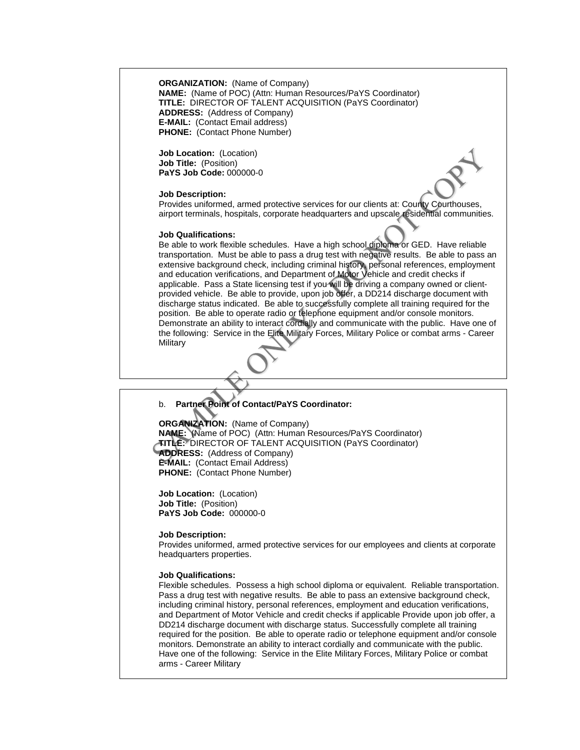**ORGANIZATION:** (Name of Company)
**NAME:** (Name of POC) (Attn: Human Resources/PaYS Coordinator)
**TITLE:** DIRECTOR OF TALENT ACQUISITION (PaYS Coordinator)
**ADDRESS:** (Address of Company)
**E-MAIL:** (Contact Email address)
**PHONE:** (Contact Phone Number)

**Job Location:** (Location)
**Job Title:** (Position)
**PaYS Job Code:** 000000-0

**Job Description:**
Provides uniformed, armed protective services for our clients at: County Courthouses, airport terminals, hospitals, corporate headquarters and upscale residential communities.

**Job Qualifications:**
Be able to work flexible schedules. Have a high school diploma or GED. Have reliable transportation. Must be able to pass a drug test with negative results. Be able to pass an extensive background check, including criminal history, personal references, employment and education verifications, and Department of Motor Vehicle and credit checks if applicable. Pass a State licensing test if you will be driving a company owned or client-provided vehicle. Be able to provide, upon job offer, a DD214 discharge document with discharge status indicated. Be able to successfully complete all training required for the position. Be able to operate radio or telephone equipment and/or console monitors. Demonstrate an ability to interact cordially and communicate with the public. Have one of the following: Service in the Elite Military Forces, Military Police or combat arms - Career Military

b. **Partner Point of Contact/PaYS Coordinator:**

**ORGANIZATION:** (Name of Company)
**NAME:** (Name of POC) (Attn: Human Resources/PaYS Coordinator)
**TITLE:** DIRECTOR OF TALENT ACQUISITION (PaYS Coordinator)
**ADDRESS:** (Address of Company)
**E-MAIL:** (Contact Email Address)
**PHONE:** (Contact Phone Number)

**Job Location:** (Location)
**Job Title:** (Position)
**PaYS Job Code:** 000000-0

**Job Description:**
Provides uniformed, armed protective services for our employees and clients at corporate headquarters properties.

**Job Qualifications:**
Flexible schedules. Possess a high school diploma or equivalent. Reliable transportation. Pass a drug test with negative results. Be able to pass an extensive background check, including criminal history, personal references, employment and education verifications, and Department of Motor Vehicle and credit checks if applicable Provide upon job offer, a DD214 discharge document with discharge status. Successfully complete all training required for the position. Be able to operate radio or telephone equipment and/or console monitors. Demonstrate an ability to interact cordially and communicate with the public. Have one of the following: Service in the Elite Military Forces, Military Police or combat arms - Career Military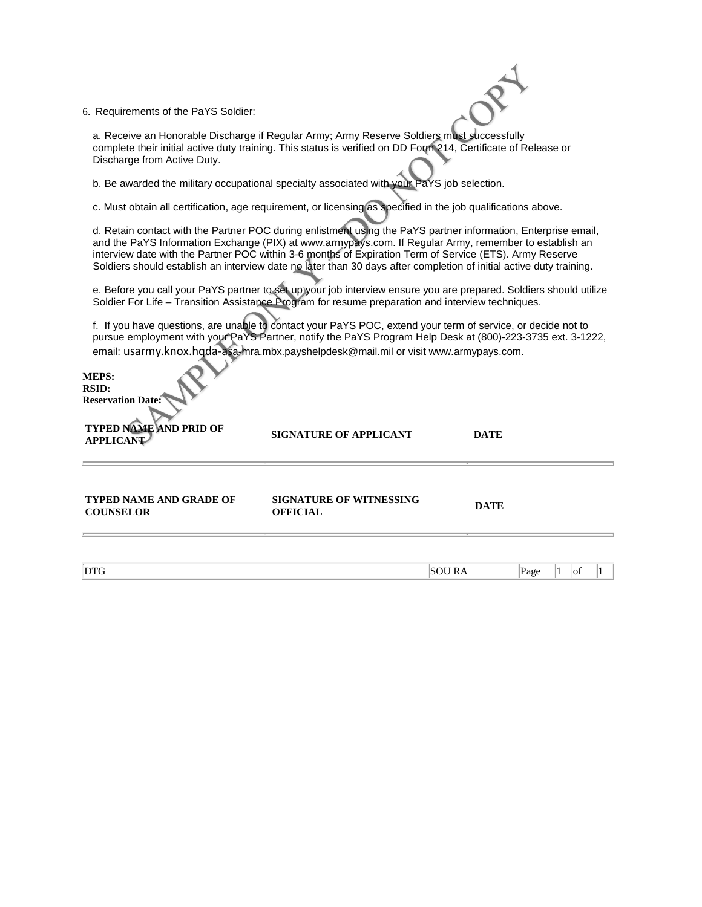6. Requirements of the PaYS Soldier:

a. Receive an Honorable Discharge if Regular Army; Army Reserve Soldiers must successfully complete their initial active duty training. This status is verified on DD Form 214, Certificate of Release or Discharge from Active Duty.

b. Be awarded the military occupational specialty associated with your PaYS job selection.

c. Must obtain all certification, age requirement, or licensing as specified in the job qualifications above.

d. Retain contact with the Partner POC during enlistment using the PaYS partner information, Enterprise email, and the PaYS Information Exchange (PIX) at www.armypays.com. If Regular Army, remember to establish an interview date with the Partner POC within 3-6 months of Expiration Term of Service (ETS). Army Reserve Soldiers should establish an interview date no later than 30 days after completion of initial active duty training.

e. Before you call your PaYS partner to set up your job interview ensure you are prepared. Soldiers should utilize Soldier For Life – Transition Assistance Program for resume preparation and interview techniques.

f. If you have questions, are unable to contact your PaYS POC, extend your term of service, or decide not to pursue employment with your PaYS Partner, notify the PaYS Program Help Desk at (800)-223-3735 ext. 3-1222, email: usarmy.knox.hqda-asa-mra.mbx.payshelpdesk@mail.mil or visit www.armypays.com.

**MEPS:**
**RSID:**
**Reservation Date:**

SAMPLE ONLY - DO NOT COPY

| **TYPED NAME AND PRID OF APPLICANT** | **SIGNATURE OF APPLICANT** | **DATE** |
|---|---|---|
| | | |

| **TYPED NAME AND GRADE OF COUNSELOR** | **SIGNATURE OF WITNESSING OFFICIAL** | **DATE** |
|---|---|---|
| | | |

| | | |
|---|---|---|
| DTG | SOU RA | Page 1 of 1 |